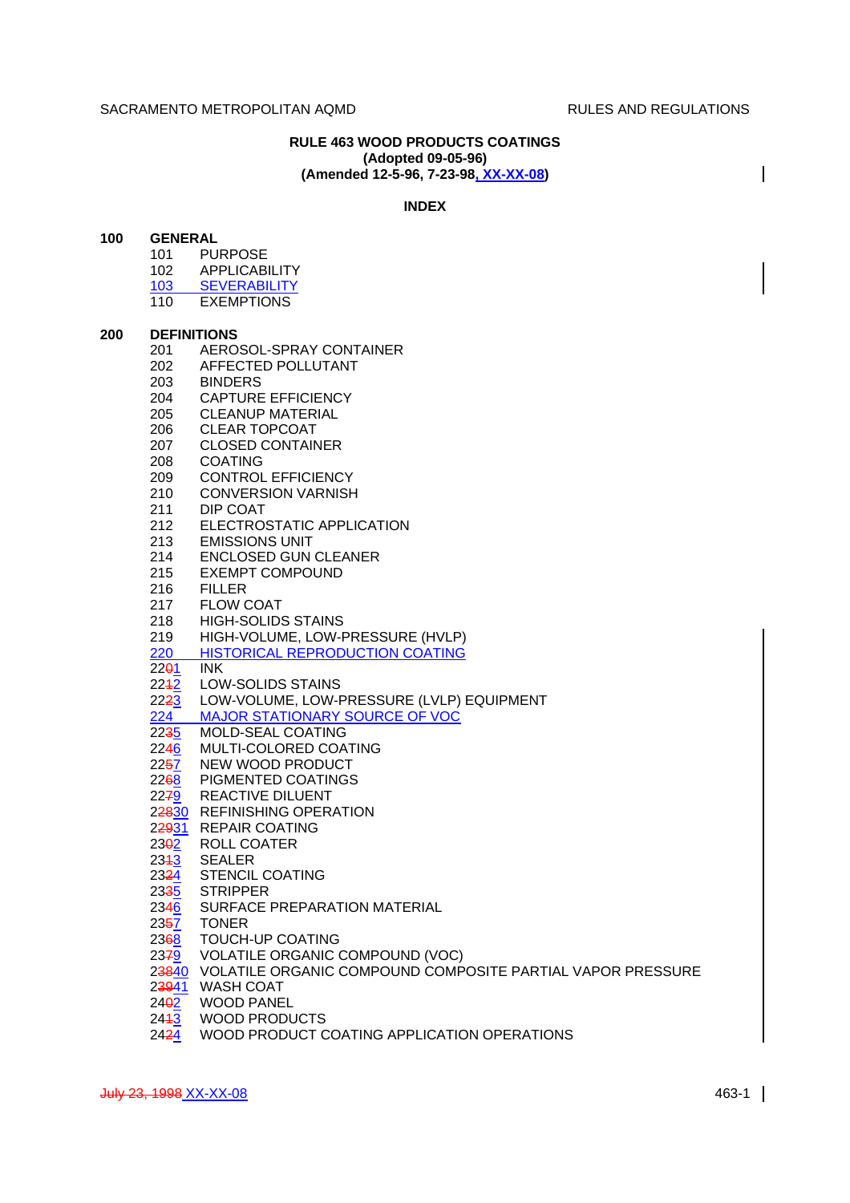**RULE 463 WOOD PRODUCTS COATINGS**
**(Adopted 09-05-96)**
**(Amended 12-5-96, 7-23-98, XX-XX-08)**

**INDEX**

**100 GENERAL**

- 101 PURPOSE
- 102 APPLICABILITY
- 103 SEVERABILITY
- 110 EXEMPTIONS

**200 DEFINITIONS**

- 201 AEROSOL-SPRAY CONTAINER
- 202 AFFECTED POLLUTANT
- 203 BINDERS
- 204 CAPTURE EFFICIENCY
- 205 CLEANUP MATERIAL
- 206 CLEAR TOPCOAT
- 207 CLOSED CONTAINER
- 208 COATING
- 209 CONTROL EFFICIENCY
- 210 CONVERSION VARNISH
- 211 DIP COAT
- 212 ELECTROSTATIC APPLICATION
- 213 EMISSIONS UNIT
- 214 ENCLOSED GUN CLEANER
- 215 EXEMPT COMPOUND
- 216 FILLER
- 217 FLOW COAT
- 218 HIGH-SOLIDS STAINS
- 219 HIGH-VOLUME, LOW-PRESSURE (HVLP)
- 220 HISTORICAL REPRODUCTION COATING
- 22~~0~~1 INK
- 22~~1~~2 LOW-SOLIDS STAINS
- 22~~2~~3 LOW-VOLUME, LOW-PRESSURE (LVLP) EQUIPMENT
- 224 MAJOR STATIONARY SOURCE OF VOC
- 22~~3~~5 MOLD-SEAL COATING
- 22~~4~~6 MULTI-COLORED COATING
- 22~~5~~7 NEW WOOD PRODUCT
- 22~~6~~8 PIGMENTED COATINGS
- 22~~7~~9 REACTIVE DILUENT
- 2~~28~~30 REFINISHING OPERATION
- 2~~29~~31 REPAIR COATING
- 23~~0~~2 ROLL COATER
- 23~~1~~3 SEALER
- 23~~2~~4 STENCIL COATING
- 23~~3~~5 STRIPPER
- 23~~4~~6 SURFACE PREPARATION MATERIAL
- 23~~5~~7 TONER
- 23~~6~~8 TOUCH-UP COATING
- 23~~7~~9 VOLATILE ORGANIC COMPOUND (VOC)
- 2~~38~~40 VOLATILE ORGANIC COMPOUND COMPOSITE PARTIAL VAPOR PRESSURE
- 2~~39~~41 WASH COAT
- 24~~0~~2 WOOD PANEL
- 24~~1~~3 WOOD PRODUCTS
- 24~~2~~4 WOOD PRODUCT COATING APPLICATION OPERATIONS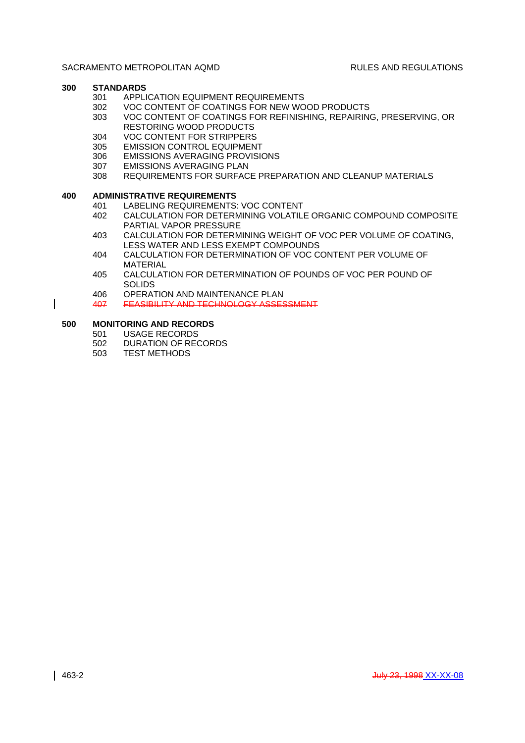**300 STANDARDS**

- 301 APPLICATION EQUIPMENT REQUIREMENTS
- 302 VOC CONTENT OF COATINGS FOR NEW WOOD PRODUCTS
- 303 VOC CONTENT OF COATINGS FOR REFINISHING, REPAIRING, PRESERVING, OR RESTORING WOOD PRODUCTS
- 304 VOC CONTENT FOR STRIPPERS
- 305 EMISSION CONTROL EQUIPMENT
- 306 EMISSIONS AVERAGING PROVISIONS
- 307 EMISSIONS AVERAGING PLAN
- 308 REQUIREMENTS FOR SURFACE PREPARATION AND CLEANUP MATERIALS

**400 ADMINISTRATIVE REQUIREMENTS**

- 401 LABELING REQUIREMENTS: VOC CONTENT
- 402 CALCULATION FOR DETERMINING VOLATILE ORGANIC COMPOUND COMPOSITE PARTIAL VAPOR PRESSURE
- 403 CALCULATION FOR DETERMINING WEIGHT OF VOC PER VOLUME OF COATING, LESS WATER AND LESS EXEMPT COMPOUNDS
- 404 CALCULATION FOR DETERMINATION OF VOC CONTENT PER VOLUME OF MATERIAL
- 405 CALCULATION FOR DETERMINATION OF POUNDS OF VOC PER POUND OF SOLIDS
- 406 OPERATION AND MAINTENANCE PLAN
- ~~407 FEASIBILITY AND TECHNOLOGY ASSESSMENT~~

**500 MONITORING AND RECORDS**

- 501 USAGE RECORDS
- 502 DURATION OF RECORDS
- 503 TEST METHODS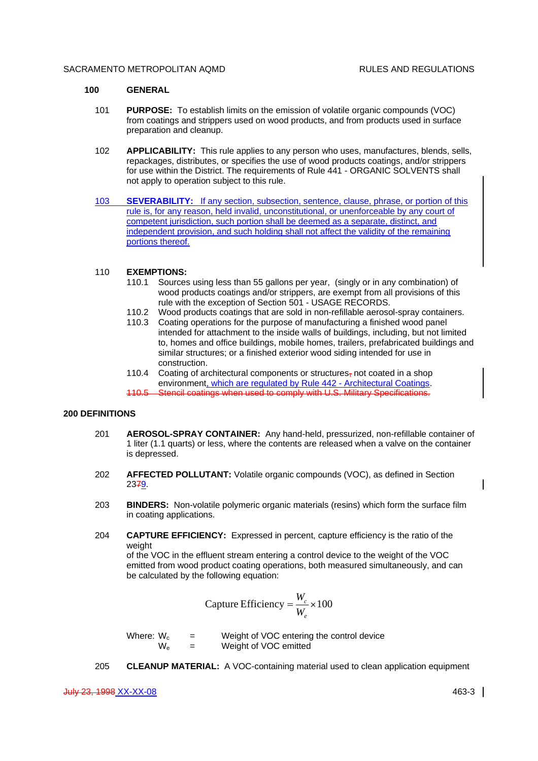## 100 GENERAL

101 **PURPOSE:** To establish limits on the emission of volatile organic compounds (VOC) from coatings and strippers used on wood products, and from products used in surface preparation and cleanup.

102 **APPLICABILITY:** This rule applies to any person who uses, manufactures, blends, sells, repackages, distributes, or specifies the use of wood products coatings, and/or strippers for use within the District. The requirements of Rule 441 - ORGANIC SOLVENTS shall not apply to operation subject to this rule.

103 **SEVERABILITY:** If any section, subsection, sentence, clause, phrase, or portion of this rule is, for any reason, held invalid, unconstitutional, or unenforceable by any court of competent jurisdiction, such portion shall be deemed as a separate, distinct, and independent provision, and such holding shall not affect the validity of the remaining portions thereof.

110 **EXEMPTIONS:**

110.1 Sources using less than 55 gallons per year, (singly or in any combination) of wood products coatings and/or strippers, are exempt from all provisions of this rule with the exception of Section 501 - USAGE RECORDS.

110.2 Wood products coatings that are sold in non-refillable aerosol-spray containers.

110.3 Coating operations for the purpose of manufacturing a finished wood panel intended for attachment to the inside walls of buildings, including, but not limited to, homes and office buildings, mobile homes, trailers, prefabricated buildings and similar structures; or a finished exterior wood siding intended for use in construction.

110.4 Coating of architectural components or structures~~,~~ not coated in a shop environment, which are regulated by Rule 442 - Architectural Coatings.

~~110.5 Stencil coatings when used to comply with U.S. Military Specifications.~~

## 200 DEFINITIONS

201 **AEROSOL-SPRAY CONTAINER:** Any hand-held, pressurized, non-refillable container of 1 liter (1.1 quarts) or less, where the contents are released when a valve on the container is depressed.

202 **AFFECTED POLLUTANT:** Volatile organic compounds (VOC), as defined in Section 23~~7~~9.

203 **BINDERS:** Non-volatile polymeric organic materials (resins) which form the surface film in coating applications.

204 **CAPTURE EFFICIENCY:** Expressed in percent, capture efficiency is the ratio of the weight of the VOC in the effluent stream entering a control device to the weight of the VOC emitted from wood product coating operations, both measured simultaneously, and can be calculated by the following equation:

$$\text{Capture Efficiency} = \frac{W_c}{W_e} \times 100$$

Where: $W_c$ = Weight of VOC entering the control device
$W_e$ = Weight of VOC emitted

205 **CLEANUP MATERIAL:** A VOC-containing material used to clean application equipment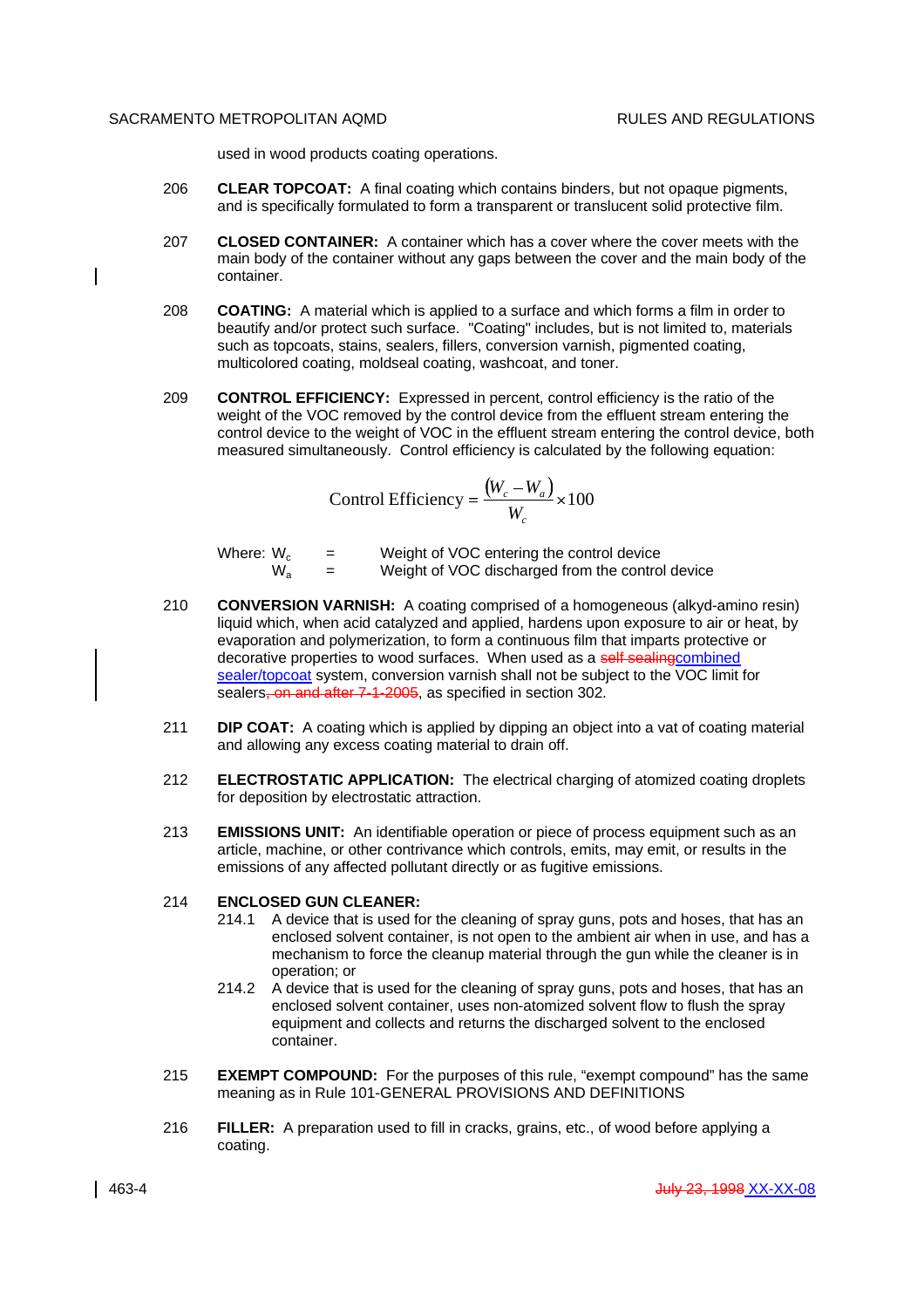used in wood products coating operations.

206 **CLEAR TOPCOAT:** A final coating which contains binders, but not opaque pigments, and is specifically formulated to form a transparent or translucent solid protective film.

207 **CLOSED CONTAINER:** A container which has a cover where the cover meets with the main body of the container without any gaps between the cover and the main body of the container.

208 **COATING:** A material which is applied to a surface and which forms a film in order to beautify and/or protect such surface. "Coating" includes, but is not limited to, materials such as topcoats, stains, sealers, fillers, conversion varnish, pigmented coating, multicolored coating, moldseal coating, washcoat, and toner.

209 **CONTROL EFFICIENCY:** Expressed in percent, control efficiency is the ratio of the weight of the VOC removed by the control device from the effluent stream entering the control device to the weight of VOC in the effluent stream entering the control device, both measured simultaneously. Control efficiency is calculated by the following equation:

$$\text{Control Efficiency} = \frac{(W_c - W_a)}{W_c} \times 100$$

Where: $W_c$ = Weight of VOC entering the control device
$W_a$ = Weight of VOC discharged from the control device

210 **CONVERSION VARNISH:** A coating comprised of a homogeneous (alkyd-amino resin) liquid which, when acid catalyzed and applied, hardens upon exposure to air or heat, by evaporation and polymerization, to form a continuous film that imparts protective or decorative properties to wood surfaces. When used as a ~~self sealing~~combined sealer/topcoat system, conversion varnish shall not be subject to the VOC limit for sealers~~, on and after 7-1-2005~~, as specified in section 302.

211 **DIP COAT:** A coating which is applied by dipping an object into a vat of coating material and allowing any excess coating material to drain off.

212 **ELECTROSTATIC APPLICATION:** The electrical charging of atomized coating droplets for deposition by electrostatic attraction.

213 **EMISSIONS UNIT:** An identifiable operation or piece of process equipment such as an article, machine, or other contrivance which controls, emits, may emit, or results in the emissions of any affected pollutant directly or as fugitive emissions.

214 **ENCLOSED GUN CLEANER:**

214.1 A device that is used for the cleaning of spray guns, pots and hoses, that has an enclosed solvent container, is not open to the ambient air when in use, and has a mechanism to force the cleanup material through the gun while the cleaner is in operation; or

214.2 A device that is used for the cleaning of spray guns, pots and hoses, that has an enclosed solvent container, uses non-atomized solvent flow to flush the spray equipment and collects and returns the discharged solvent to the enclosed container.

215 **EXEMPT COMPOUND:** For the purposes of this rule, "exempt compound" has the same meaning as in Rule 101-GENERAL PROVISIONS AND DEFINITIONS

216 **FILLER:** A preparation used to fill in cracks, grains, etc., of wood before applying a coating.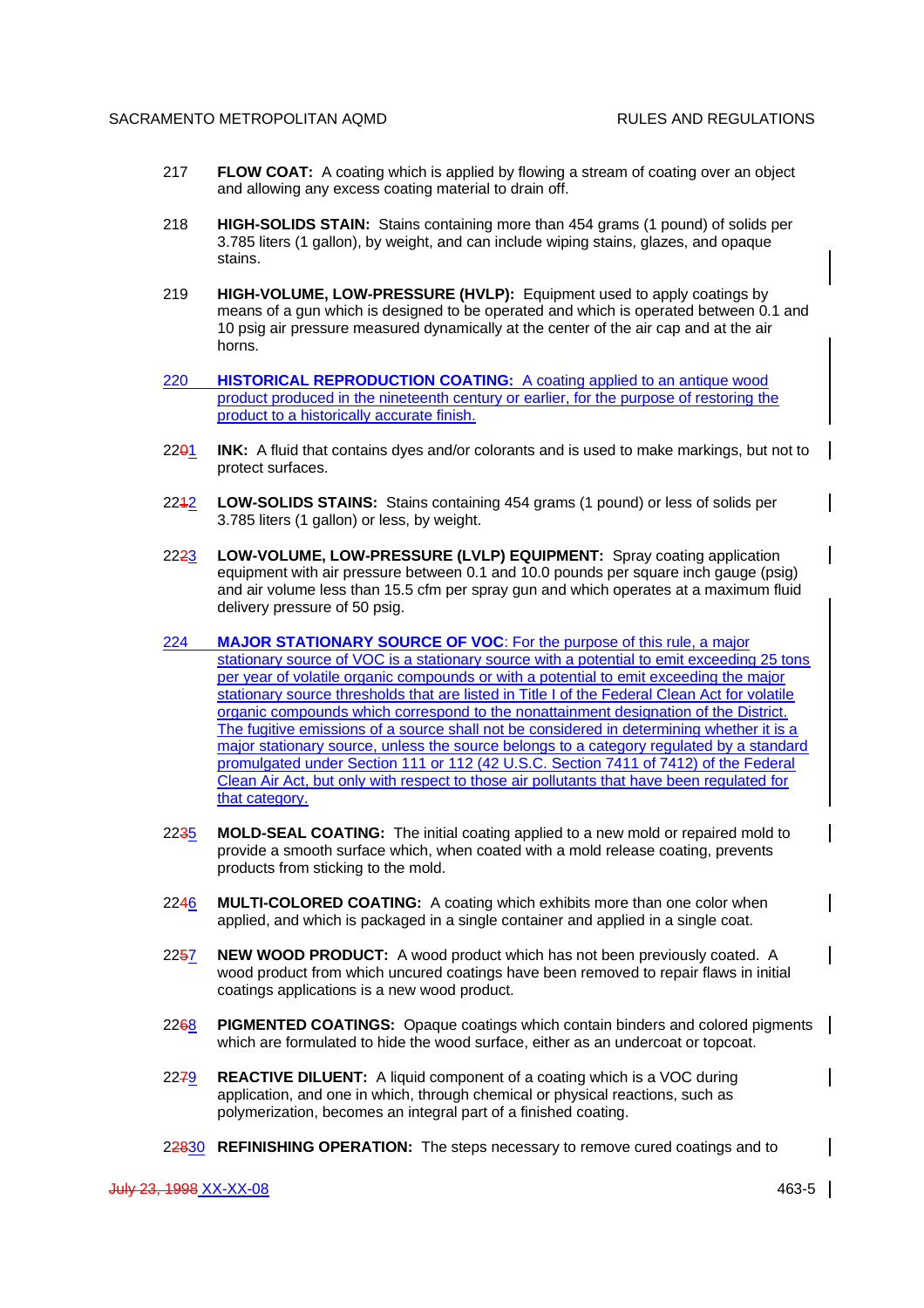217 **FLOW COAT:** A coating which is applied by flowing a stream of coating over an object and allowing any excess coating material to drain off.

218 **HIGH-SOLIDS STAIN:** Stains containing more than 454 grams (1 pound) of solids per 3.785 liters (1 gallon), by weight, and can include wiping stains, glazes, and opaque stains.

219 **HIGH-VOLUME, LOW-PRESSURE (HVLP):** Equipment used to apply coatings by means of a gun which is designed to be operated and which is operated between 0.1 and 10 psig air pressure measured dynamically at the center of the air cap and at the air horns.

220 **HISTORICAL REPRODUCTION COATING:** A coating applied to an antique wood product produced in the nineteenth century or earlier, for the purpose of restoring the product to a historically accurate finish.

2201 **INK:** A fluid that contains dyes and/or colorants and is used to make markings, but not to protect surfaces.

2212 **LOW-SOLIDS STAINS:** Stains containing 454 grams (1 pound) or less of solids per 3.785 liters (1 gallon) or less, by weight.

2223 **LOW-VOLUME, LOW-PRESSURE (LVLP) EQUIPMENT:** Spray coating application equipment with air pressure between 0.1 and 10.0 pounds per square inch gauge (psig) and air volume less than 15.5 cfm per spray gun and which operates at a maximum fluid delivery pressure of 50 psig.

224 **MAJOR STATIONARY SOURCE OF VOC**: For the purpose of this rule, a major stationary source of VOC is a stationary source with a potential to emit exceeding 25 tons per year of volatile organic compounds or with a potential to emit exceeding the major stationary source thresholds that are listed in Title I of the Federal Clean Act for volatile organic compounds which correspond to the nonattainment designation of the District. The fugitive emissions of a source shall not be considered in determining whether it is a major stationary source, unless the source belongs to a category regulated by a standard promulgated under Section 111 or 112 (42 U.S.C. Section 7411 of 7412) of the Federal Clean Air Act, but only with respect to those air pollutants that have been regulated for that category.

2235 **MOLD-SEAL COATING:** The initial coating applied to a new mold or repaired mold to provide a smooth surface which, when coated with a mold release coating, prevents products from sticking to the mold.

2246 **MULTI-COLORED COATING:** A coating which exhibits more than one color when applied, and which is packaged in a single container and applied in a single coat.

2257 **NEW WOOD PRODUCT:** A wood product which has not been previously coated. A wood product from which uncured coatings have been removed to repair flaws in initial coatings applications is a new wood product.

2268 **PIGMENTED COATINGS:** Opaque coatings which contain binders and colored pigments which are formulated to hide the wood surface, either as an undercoat or topcoat.

2279 **REACTIVE DILUENT:** A liquid component of a coating which is a VOC during application, and one in which, through chemical or physical reactions, such as polymerization, becomes an integral part of a finished coating.

22830 **REFINISHING OPERATION:** The steps necessary to remove cured coatings and to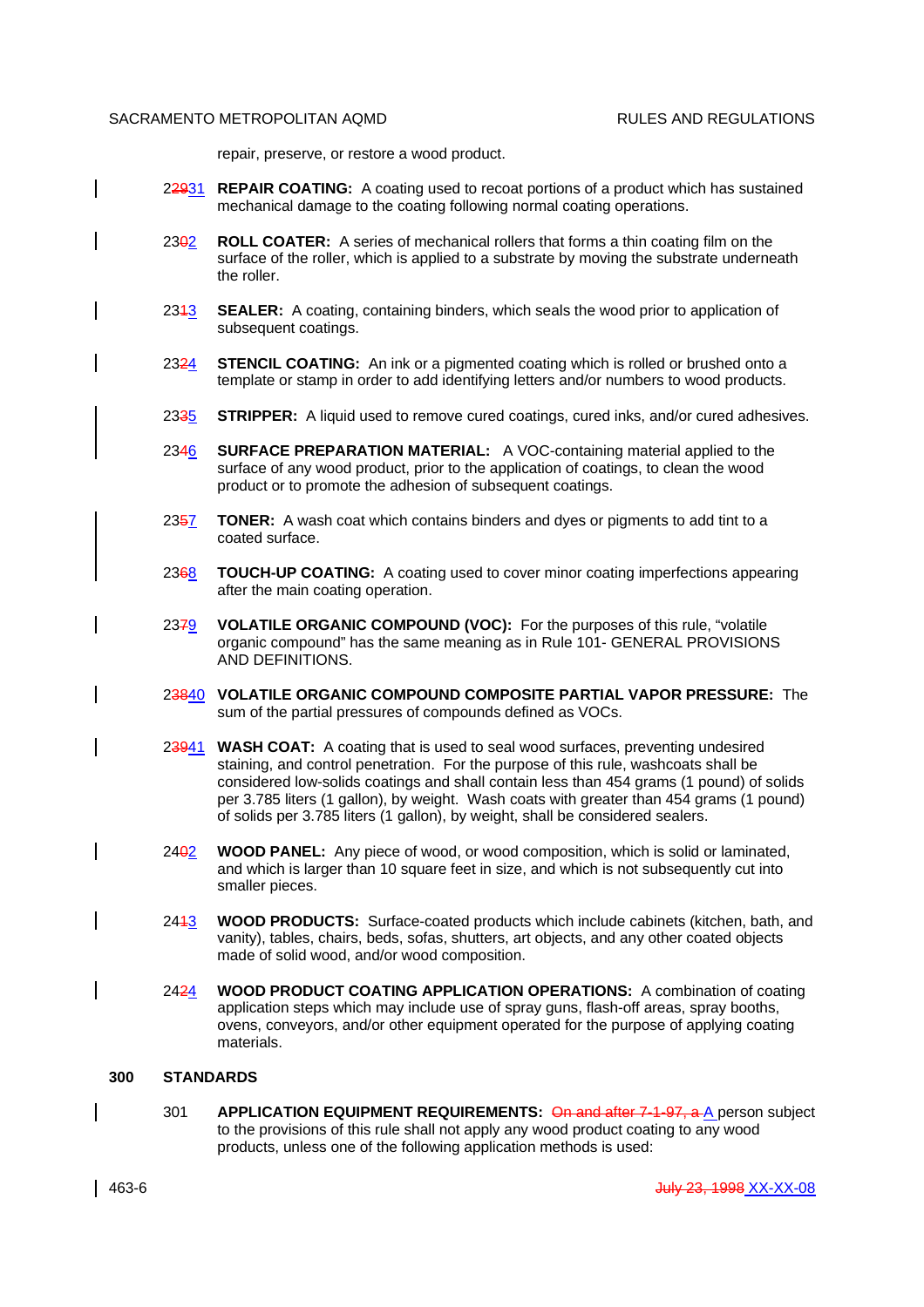repair, preserve, or restore a wood product.

2~~29~~31 **REPAIR COATING:** A coating used to recoat portions of a product which has sustained mechanical damage to the coating following normal coating operations.

23~~0~~2 **ROLL COATER:** A series of mechanical rollers that forms a thin coating film on the surface of the roller, which is applied to a substrate by moving the substrate underneath the roller.

23~~1~~3 **SEALER:** A coating, containing binders, which seals the wood prior to application of subsequent coatings.

23~~2~~4 **STENCIL COATING:** An ink or a pigmented coating which is rolled or brushed onto a template or stamp in order to add identifying letters and/or numbers to wood products.

23~~3~~5 **STRIPPER:** A liquid used to remove cured coatings, cured inks, and/or cured adhesives.

23~~4~~6 **SURFACE PREPARATION MATERIAL:** A VOC-containing material applied to the surface of any wood product, prior to the application of coatings, to clean the wood product or to promote the adhesion of subsequent coatings.

23~~5~~7 **TONER:** A wash coat which contains binders and dyes or pigments to add tint to a coated surface.

23~~6~~8 **TOUCH-UP COATING:** A coating used to cover minor coating imperfections appearing after the main coating operation.

23~~7~~9 **VOLATILE ORGANIC COMPOUND (VOC):** For the purposes of this rule, "volatile organic compound" has the same meaning as in Rule 101- GENERAL PROVISIONS AND DEFINITIONS.

2~~38~~40 **VOLATILE ORGANIC COMPOUND COMPOSITE PARTIAL VAPOR PRESSURE:** The sum of the partial pressures of compounds defined as VOCs.

2~~39~~41 **WASH COAT:** A coating that is used to seal wood surfaces, preventing undesired staining, and control penetration. For the purpose of this rule, washcoats shall be considered low-solids coatings and shall contain less than 454 grams (1 pound) of solids per 3.785 liters (1 gallon), by weight. Wash coats with greater than 454 grams (1 pound) of solids per 3.785 liters (1 gallon), by weight, shall be considered sealers.

24~~0~~2 **WOOD PANEL:** Any piece of wood, or wood composition, which is solid or laminated, and which is larger than 10 square feet in size, and which is not subsequently cut into smaller pieces.

24~~1~~3 **WOOD PRODUCTS:** Surface-coated products which include cabinets (kitchen, bath, and vanity), tables, chairs, beds, sofas, shutters, art objects, and any other coated objects made of solid wood, and/or wood composition.

24~~2~~4 **WOOD PRODUCT COATING APPLICATION OPERATIONS:** A combination of coating application steps which may include use of spray guns, flash-off areas, spray booths, ovens, conveyors, and/or other equipment operated for the purpose of applying coating materials.

## 300 STANDARDS

301 **APPLICATION EQUIPMENT REQUIREMENTS:** ~~On and after 7-1-97, a~~ A person subject to the provisions of this rule shall not apply any wood product coating to any wood products, unless one of the following application methods is used: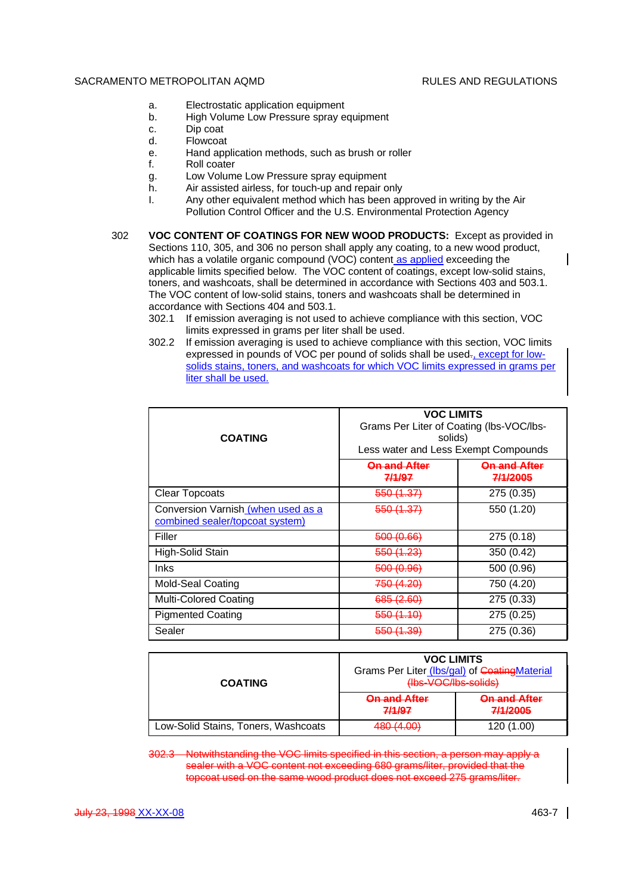a. Electrostatic application equipment
b. High Volume Low Pressure spray equipment
c. Dip coat
d. Flowcoat
e. Hand application methods, such as brush or roller
f. Roll coater
g. Low Volume Low Pressure spray equipment
h. Air assisted airless, for touch-up and repair only
I. Any other equivalent method which has been approved in writing by the Air Pollution Control Officer and the U.S. Environmental Protection Agency

302 **VOC CONTENT OF COATINGS FOR NEW WOOD PRODUCTS:** Except as provided in Sections 110, 305, and 306 no person shall apply any coating, to a new wood product, which has a volatile organic compound (VOC) content as applied exceeding the applicable limits specified below. The VOC content of coatings, except low-solid stains, toners, and washcoats, shall be determined in accordance with Sections 403 and 503.1. The VOC content of low-solid stains, toners and washcoats shall be determined in accordance with Sections 404 and 503.1.

302.1 If emission averaging is not used to achieve compliance with this section, VOC limits expressed in grams per liter shall be used.

302.2 If emission averaging is used to achieve compliance with this section, VOC limits expressed in pounds of VOC per pound of solids shall be used~~.~~, except for low-solids stains, toners, and washcoats for which VOC limits expressed in grams per liter shall be used.

| COATING | VOC LIMITS Grams Per Liter of Coating (lbs-VOC/lbs-solids) Less water and Less Exempt Compounds | |
|---|---|---|
| | ~~On and After 7/1/97~~ | ~~On and After 7/1/2005~~ |
| Clear Topcoats | ~~550 (1.37)~~ | 275 (0.35) |
| Conversion Varnish (when used as a combined sealer/topcoat system) | ~~550 (1.37)~~ | 550 (1.20) |
| Filler | ~~500 (0.66)~~ | 275 (0.18) |
| High-Solid Stain | ~~550 (1.23)~~ | 350 (0.42) |
| Inks | ~~500 (0.96)~~ | 500 (0.96) |
| Mold-Seal Coating | ~~750 (4.20)~~ | 750 (4.20) |
| Multi-Colored Coating | ~~685 (2.60)~~ | 275 (0.33) |
| Pigmented Coating | ~~550 (1.10)~~ | 275 (0.25) |
| Sealer | ~~550 (1.39)~~ | 275 (0.36) |

| COATING | VOC LIMITS Grams Per Liter (lbs/gal) of ~~Coating~~Material ~~(lbs-VOC/lbs-solids)~~ | |
|---|---|---|
| | ~~On and After 7/1/97~~ | ~~On and After 7/1/2005~~ |
| Low-Solid Stains, Toners, Washcoats | ~~480 (4.00)~~ | 120 (1.00) |

~~302.3 Notwithstanding the VOC limits specified in this section, a person may apply a sealer with a VOC content not exceeding 680 grams/liter, provided that the topcoat used on the same wood product does not exceed 275 grams/liter.~~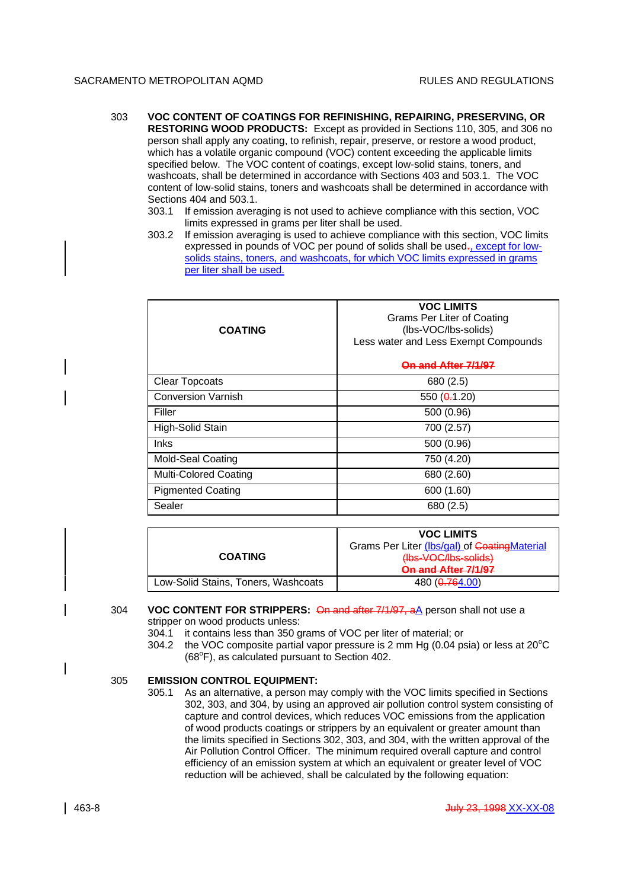303 **VOC CONTENT OF COATINGS FOR REFINISHING, REPAIRING, PRESERVING, OR RESTORING WOOD PRODUCTS:** Except as provided in Sections 110, 305, and 306 no person shall apply any coating, to refinish, repair, preserve, or restore a wood product, which has a volatile organic compound (VOC) content exceeding the applicable limits specified below. The VOC content of coatings, except low-solid stains, toners, and washcoats, shall be determined in accordance with Sections 403 and 503.1. The VOC content of low-solid stains, toners and washcoats shall be determined in accordance with Sections 404 and 503.1.

303.1 If emission averaging is not used to achieve compliance with this section, VOC limits expressed in grams per liter shall be used.

303.2 If emission averaging is used to achieve compliance with this section, VOC limits expressed in pounds of VOC per pound of solids shall be used~~.~~, except for low-solids stains, toners, and washcoats, for which VOC limits expressed in grams per liter shall be used.

| COATING | VOC LIMITS<br>Grams Per Liter of Coating<br>(lbs-VOC/lbs-solids)<br>Less water and Less Exempt Compounds<br>~~On and After 7/1/97~~ |
|---|---|
| Clear Topcoats | 680 (2.5) |
| Conversion Varnish | 550 (~~0.~~1.20) |
| Filler | 500 (0.96) |
| High-Solid Stain | 700 (2.57) |
| Inks | 500 (0.96) |
| Mold-Seal Coating | 750 (4.20) |
| Multi-Colored Coating | 680 (2.60) |
| Pigmented Coating | 600 (1.60) |
| Sealer | 680 (2.5) |

| COATING | VOC LIMITS<br>Grams Per Liter (lbs/gal) of ~~Coating~~Material<br>~~(lbs-VOC/lbs-solids)~~<br>~~On and After 7/1/97~~ |
|---|---|
| Low-Solid Stains, Toners, Washcoats | 480 (~~0.76~~4.00) |

304 **VOC CONTENT FOR STRIPPERS:** ~~On and after 7/1/97, a~~A person shall not use a stripper on wood products unless:

304.1 it contains less than 350 grams of VOC per liter of material; or

304.2 the VOC composite partial vapor pressure is 2 mm Hg (0.04 psia) or less at 20°C (68°F), as calculated pursuant to Section 402.

305 **EMISSION CONTROL EQUIPMENT:**

305.1 As an alternative, a person may comply with the VOC limits specified in Sections 302, 303, and 304, by using an approved air pollution control system consisting of capture and control devices, which reduces VOC emissions from the application of wood products coatings or strippers by an equivalent or greater amount than the limits specified in Sections 302, 303, and 304, with the written approval of the Air Pollution Control Officer. The minimum required overall capture and control efficiency of an emission system at which an equivalent or greater level of VOC reduction will be achieved, shall be calculated by the following equation: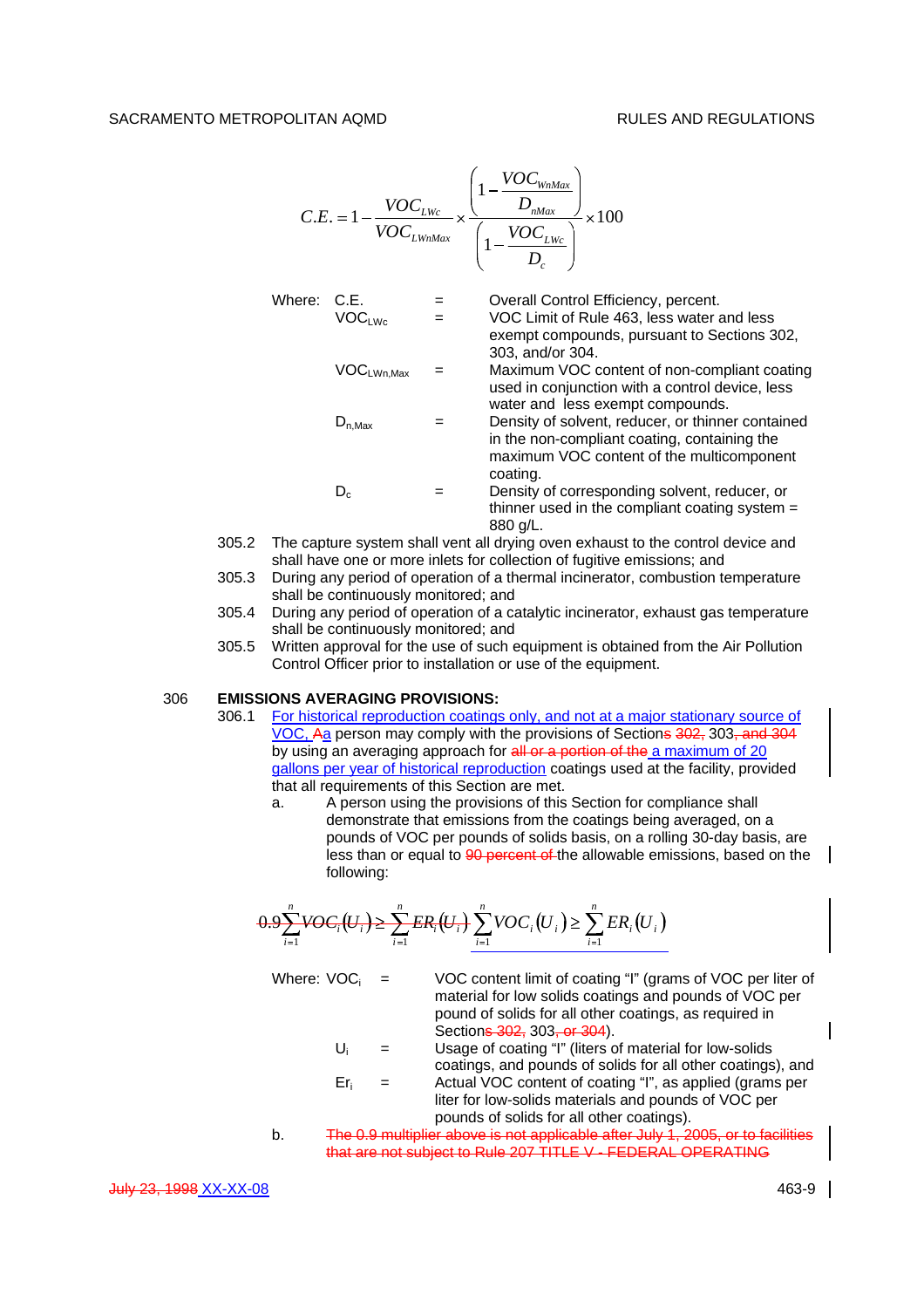$$C.E. = 1 - \frac{VOC_{LWc}}{VOC_{LWnMax}} \times \frac{\left(1 - \frac{VOC_{WnMax}}{D_{nMax}}\right)}{\left(1 - \frac{VOC_{LWc}}{D_c}\right)} \times 100$$

Where:

| | | |
|---|---|---|
| C.E. | = | Overall Control Efficiency, percent. |
| $VOC_{LWc}$ | = | VOC Limit of Rule 463, less water and less exempt compounds, pursuant to Sections 302, 303, and/or 304. |
| $VOC_{LWn,Max}$ | = | Maximum VOC content of non-compliant coating used in conjunction with a control device, less water and less exempt compounds. |
| $D_{n,Max}$ | = | Density of solvent, reducer, or thinner contained in the non-compliant coating, containing the maximum VOC content of the multicomponent coating. |
| $D_c$ | = | Density of corresponding solvent, reducer, or thinner used in the compliant coating system = 880 g/L. |

305.2 The capture system shall vent all drying oven exhaust to the control device and shall have one or more inlets for collection of fugitive emissions; and

305.3 During any period of operation of a thermal incinerator, combustion temperature shall be continuously monitored; and

305.4 During any period of operation of a catalytic incinerator, exhaust gas temperature shall be continuously monitored; and

305.5 Written approval for the use of such equipment is obtained from the Air Pollution Control Officer prior to installation or use of the equipment.

## 306 EMISSIONS AVERAGING PROVISIONS:

306.1 For historical reproduction coatings only, and not at a major stationary source of VOC, ~~A~~a person may comply with the provisions of Section~~s 302,~~ 303~~, and 304~~ by using an averaging approach for ~~all or a portion of the~~ a maximum of 20 gallons per year of historical reproduction coatings used at the facility, provided that all requirements of this Section are met.

a. A person using the provisions of this Section for compliance shall demonstrate that emissions from the coatings being averaged, on a pounds of VOC per pounds of solids basis, on a rolling 30-day basis, are less than or equal to ~~90 percent of~~ the allowable emissions, based on the following:

~~$$0.9\sum_{i=1}^{n} VOC_i(U_i) \geq \sum_{i=1}^{n} ER_i(U_i)$$~~

$$\sum_{i=1}^{n} VOC_i(U_i) \geq \sum_{i=1}^{n} ER_i(U_i)$$

Where:

| | | |
|---|---|---|
| $VOC_i$ | = | VOC content limit of coating "I" (grams of VOC per liter of material for low solids coatings and pounds of VOC per pound of solids for all other coatings, as required in Section~~s 302,~~ 303~~, or 304~~). |
| $U_i$ | = | Usage of coating "I" (liters of material for low-solids coatings, and pounds of solids for all other coatings), and |
| $Er_i$ | = | Actual VOC content of coating "I", as applied (grams per liter for low-solids materials and pounds of VOC per pounds of solids for all other coatings). |

b. ~~The 0.9 multiplier above is not applicable after July 1, 2005, or to facilities that are not subject to Rule 207 TITLE V - FEDERAL OPERATING~~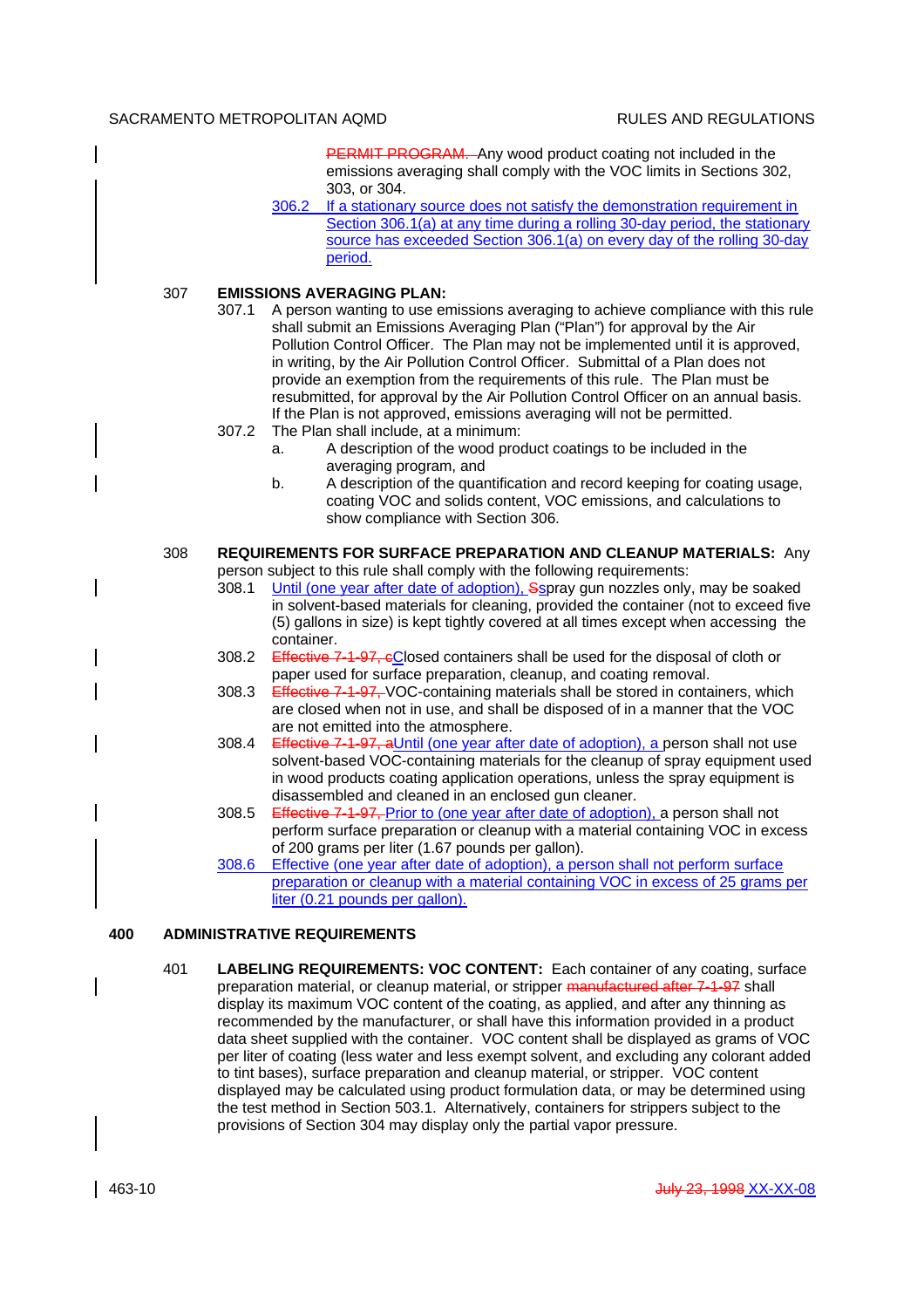PERMIT PROGRAM. Any wood product coating not included in the emissions averaging shall comply with the VOC limits in Sections 302, 303, or 304.

306.2 If a stationary source does not satisfy the demonstration requirement in Section 306.1(a) at any time during a rolling 30-day period, the stationary source has exceeded Section 306.1(a) on every day of the rolling 30-day period.

307 **EMISSIONS AVERAGING PLAN:**

307.1 A person wanting to use emissions averaging to achieve compliance with this rule shall submit an Emissions Averaging Plan ("Plan") for approval by the Air Pollution Control Officer. The Plan may not be implemented until it is approved, in writing, by the Air Pollution Control Officer. Submittal of a Plan does not provide an exemption from the requirements of this rule. The Plan must be resubmitted, for approval by the Air Pollution Control Officer on an annual basis. If the Plan is not approved, emissions averaging will not be permitted.

307.2 The Plan shall include, at a minimum:

a. A description of the wood product coatings to be included in the averaging program, and

b. A description of the quantification and record keeping for coating usage, coating VOC and solids content, VOC emissions, and calculations to show compliance with Section 306.

308 **REQUIREMENTS FOR SURFACE PREPARATION AND CLEANUP MATERIALS:** Any person subject to this rule shall comply with the following requirements:

308.1 Until (one year after date of adoption), Sspray gun nozzles only, may be soaked in solvent-based materials for cleaning, provided the container (not to exceed five (5) gallons in size) is kept tightly covered at all times except when accessing the container.

308.2 Effective 7-1-97, cClosed containers shall be used for the disposal of cloth or paper used for surface preparation, cleanup, and coating removal.

308.3 Effective 7-1-97, VOC-containing materials shall be stored in containers, which are closed when not in use, and shall be disposed of in a manner that the VOC are not emitted into the atmosphere.

308.4 Effective 7-1-97, aUntil (one year after date of adoption), a person shall not use solvent-based VOC-containing materials for the cleanup of spray equipment used in wood products coating application operations, unless the spray equipment is disassembled and cleaned in an enclosed gun cleaner.

308.5 Effective 7-1-97, Prior to (one year after date of adoption), a person shall not perform surface preparation or cleanup with a material containing VOC in excess of 200 grams per liter (1.67 pounds per gallon).

308.6 Effective (one year after date of adoption), a person shall not perform surface preparation or cleanup with a material containing VOC in excess of 25 grams per liter (0.21 pounds per gallon).

## 400 ADMINISTRATIVE REQUIREMENTS

401 **LABELING REQUIREMENTS: VOC CONTENT:** Each container of any coating, surface preparation material, or cleanup material, or stripper manufactured after 7-1-97 shall display its maximum VOC content of the coating, as applied, and after any thinning as recommended by the manufacturer, or shall have this information provided in a product data sheet supplied with the container. VOC content shall be displayed as grams of VOC per liter of coating (less water and less exempt solvent, and excluding any colorant added to tint bases), surface preparation and cleanup material, or stripper. VOC content displayed may be calculated using product formulation data, or may be determined using the test method in Section 503.1. Alternatively, containers for strippers subject to the provisions of Section 304 may display only the partial vapor pressure.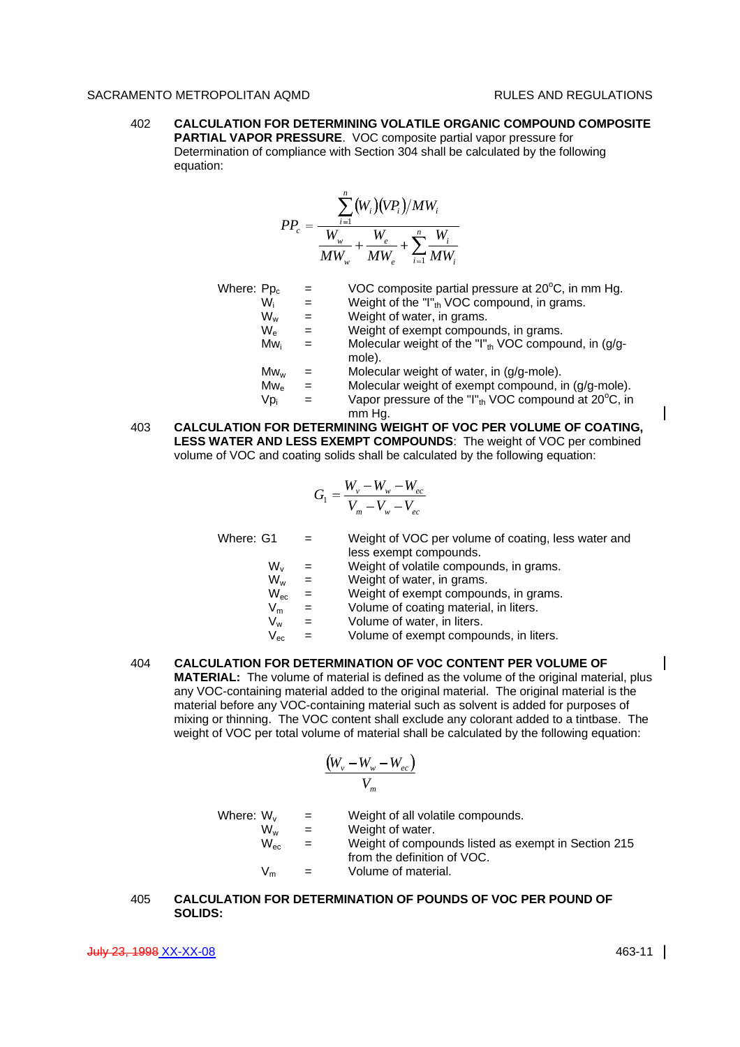402 **CALCULATION FOR DETERMINING VOLATILE ORGANIC COMPOUND COMPOSITE PARTIAL VAPOR PRESSURE**. VOC composite partial vapor pressure for Determination of compliance with Section 304 shall be calculated by the following equation:

$$PP_c = \frac{\sum_{i=1}^{n} (W_i)(VP_i)/MW_i}{\frac{W_w}{MW_w} + \frac{W_e}{MW_e} + \sum_{i=1}^{n} \frac{W_i}{MW_i}}$$

Where:

| | | |
|---|---|---|
| $Pp_c$ | = | VOC composite partial pressure at 20°C, in mm Hg. |
| $W_i$ | = | Weight of the "I"$_{th}$ VOC compound, in grams. |
| $W_w$ | = | Weight of water, in grams. |
| $W_e$ | = | Weight of exempt compounds, in grams. |
| $Mw_i$ | = | Molecular weight of the "I"$_{th}$ VOC compound, in (g/g-mole). |
| $Mw_w$ | = | Molecular weight of water, in (g/g-mole). |
| $Mw_e$ | = | Molecular weight of exempt compound, in (g/g-mole). |
| $Vp_i$ | = | Vapor pressure of the "I"$_{th}$ VOC compound at 20°C, in mm Hg. |

403 **CALCULATION FOR DETERMINING WEIGHT OF VOC PER VOLUME OF COATING, LESS WATER AND LESS EXEMPT COMPOUNDS**: The weight of VOC per combined volume of VOC and coating solids shall be calculated by the following equation:

$$G_1 = \frac{W_v - W_w - W_{ec}}{V_m - V_w - V_{ec}}$$

Where:

| | | |
|---|---|---|
| G1 | = | Weight of VOC per volume of coating, less water and less exempt compounds. |
| $W_v$ | = | Weight of volatile compounds, in grams. |
| $W_w$ | = | Weight of water, in grams. |
| $W_{ec}$ | = | Weight of exempt compounds, in grams. |
| $V_m$ | = | Volume of coating material, in liters. |
| $V_w$ | = | Volume of water, in liters. |
| $V_{ec}$ | = | Volume of exempt compounds, in liters. |

404 **CALCULATION FOR DETERMINATION OF VOC CONTENT PER VOLUME OF MATERIAL:** The volume of material is defined as the volume of the original material, plus any VOC-containing material added to the original material. The original material is the material before any VOC-containing material such as solvent is added for purposes of mixing or thinning. The VOC content shall exclude any colorant added to a tintbase. The weight of VOC per total volume of material shall be calculated by the following equation:

$$\frac{(W_v - W_w - W_{ec})}{V_m}$$

Where:

| | | |
|---|---|---|
| $W_v$ | = | Weight of all volatile compounds. |
| $W_w$ | = | Weight of water. |
| $W_{ec}$ | = | Weight of compounds listed as exempt in Section 215 from the definition of VOC. |
| $V_m$ | = | Volume of material. |

405 **CALCULATION FOR DETERMINATION OF POUNDS OF VOC PER POUND OF SOLIDS:**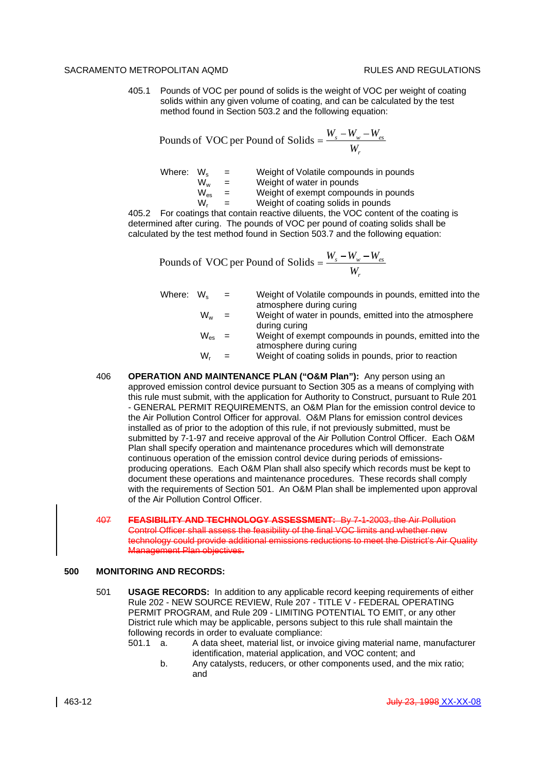405.1 Pounds of VOC per pound of solids is the weight of VOC per weight of coating solids within any given volume of coating, and can be calculated by the test method found in Section 503.2 and the following equation:

$$\text{Pounds of VOC per Pound of Solids} = \frac{W_s - W_w - W_{es}}{W_r}$$

Where:
- $W_s$ = Weight of Volatile compounds in pounds
- $W_w$ = Weight of water in pounds
- $W_{es}$ = Weight of exempt compounds in pounds
- $W_r$ = Weight of coating solids in pounds

405.2 For coatings that contain reactive diluents, the VOC content of the coating is determined after curing. The pounds of VOC per pound of coating solids shall be calculated by the test method found in Section 503.7 and the following equation:

$$\text{Pounds of VOC per Pound of Solids} = \frac{W_s - W_w - W_{es}}{W_r}$$

Where:
- $W_s$ = Weight of Volatile compounds in pounds, emitted into the atmosphere during curing
- $W_w$ = Weight of water in pounds, emitted into the atmosphere during curing
- $W_{es}$ = Weight of exempt compounds in pounds, emitted into the atmosphere during curing
- $W_r$ = Weight of coating solids in pounds, prior to reaction

406 **OPERATION AND MAINTENANCE PLAN ("O&M Plan"):** Any person using an approved emission control device pursuant to Section 305 as a means of complying with this rule must submit, with the application for Authority to Construct, pursuant to Rule 201 - GENERAL PERMIT REQUIREMENTS, an O&M Plan for the emission control device to the Air Pollution Control Officer for approval. O&M Plans for emission control devices installed as of prior to the adoption of this rule, if not previously submitted, must be submitted by 7-1-97 and receive approval of the Air Pollution Control Officer. Each O&M Plan shall specify operation and maintenance procedures which will demonstrate continuous operation of the emission control device during periods of emissions-producing operations. Each O&M Plan shall also specify which records must be kept to document these operations and maintenance procedures. These records shall comply with the requirements of Section 501. An O&M Plan shall be implemented upon approval of the Air Pollution Control Officer.

~~407 **FEASIBILITY AND TECHNOLOGY ASSESSMENT:** By 7-1-2003, the Air Pollution Control Officer shall assess the feasibility of the final VOC limits and whether new technology could provide additional emissions reductions to meet the District's Air Quality Management Plan objectives.~~

## 500 MONITORING AND RECORDS:

501 **USAGE RECORDS:** In addition to any applicable record keeping requirements of either Rule 202 - NEW SOURCE REVIEW, Rule 207 - TITLE V - FEDERAL OPERATING PERMIT PROGRAM, and Rule 209 - LIMITING POTENTIAL TO EMIT, or any other District rule which may be applicable, persons subject to this rule shall maintain the following records in order to evaluate compliance:

501.1 a. A data sheet, material list, or invoice giving material name, manufacturer identification, material application, and VOC content; and

b. Any catalysts, reducers, or other components used, and the mix ratio; and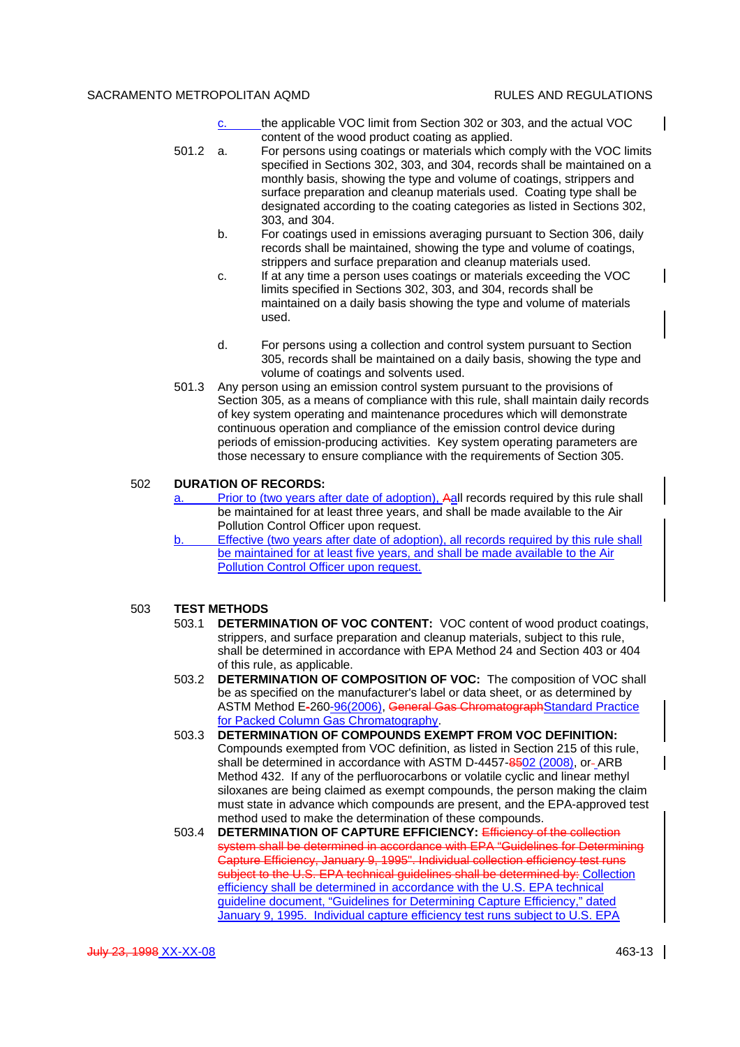c. the applicable VOC limit from Section 302 or 303, and the actual VOC content of the wood product coating as applied.

501.2 a. For persons using coatings or materials which comply with the VOC limits specified in Sections 302, 303, and 304, records shall be maintained on a monthly basis, showing the type and volume of coatings, strippers and surface preparation and cleanup materials used. Coating type shall be designated according to the coating categories as listed in Sections 302, 303, and 304.

b. For coatings used in emissions averaging pursuant to Section 306, daily records shall be maintained, showing the type and volume of coatings, strippers and surface preparation and cleanup materials used.

c. If at any time a person uses coatings or materials exceeding the VOC limits specified in Sections 302, 303, and 304, records shall be maintained on a daily basis showing the type and volume of materials used.

d. For persons using a collection and control system pursuant to Section 305, records shall be maintained on a daily basis, showing the type and volume of coatings and solvents used.

501.3 Any person using an emission control system pursuant to the provisions of Section 305, as a means of compliance with this rule, shall maintain daily records of key system operating and maintenance procedures which will demonstrate continuous operation and compliance of the emission control device during periods of emission-producing activities. Key system operating parameters are those necessary to ensure compliance with the requirements of Section 305.

## 502 DURATION OF RECORDS:

a. Prior to (two years after date of adoption), ~~A~~all records required by this rule shall be maintained for at least three years, and shall be made available to the Air Pollution Control Officer upon request.

b. Effective (two years after date of adoption), all records required by this rule shall be maintained for at least five years, and shall be made available to the Air Pollution Control Officer upon request.

## 503 TEST METHODS

503.1 **DETERMINATION OF VOC CONTENT:** VOC content of wood product coatings, strippers, and surface preparation and cleanup materials, subject to this rule, shall be determined in accordance with EPA Method 24 and Section 403 or 404 of this rule, as applicable.

503.2 **DETERMINATION OF COMPOSITION OF VOC:** The composition of VOC shall be as specified on the manufacturer's label or data sheet, or as determined by ASTM Method E~~-~~260-96(2006), ~~General Gas Chromatograph~~Standard Practice for Packed Column Gas Chromatography.

503.3 **DETERMINATION OF COMPOUNDS EXEMPT FROM VOC DEFINITION:** Compounds exempted from VOC definition, as listed in Section 215 of this rule, shall be determined in accordance with ASTM D-4457-~~85~~02 (2008), or~~-~~ ARB Method 432. If any of the perfluorocarbons or volatile cyclic and linear methyl siloxanes are being claimed as exempt compounds, the person making the claim must state in advance which compounds are present, and the EPA-approved test method used to make the determination of these compounds.

503.4 **DETERMINATION OF CAPTURE EFFICIENCY:** ~~Efficiency of the collection system shall be determined in accordance with EPA "Guidelines for Determining Capture Efficiency, January 9, 1995". Individual collection efficiency test runs subject to the U.S. EPA technical guidelines shall be determined by:~~ Collection efficiency shall be determined in accordance with the U.S. EPA technical guideline document, "Guidelines for Determining Capture Efficiency," dated January 9, 1995. Individual capture efficiency test runs subject to U.S. EPA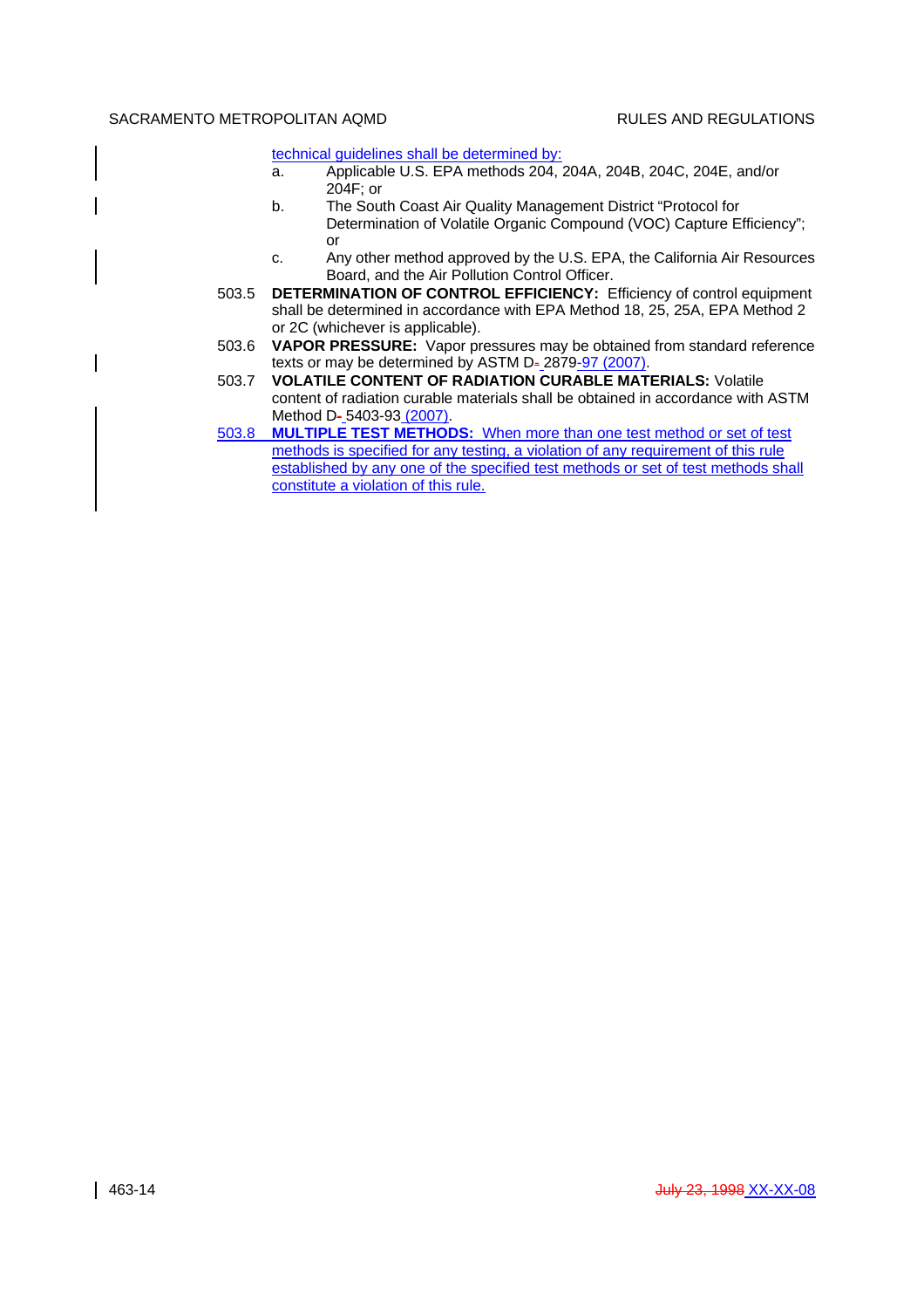technical guidelines shall be determined by:

a. Applicable U.S. EPA methods 204, 204A, 204B, 204C, 204E, and/or 204F; or

b. The South Coast Air Quality Management District "Protocol for Determination of Volatile Organic Compound (VOC) Capture Efficiency"; or

c. Any other method approved by the U.S. EPA, the California Air Resources Board, and the Air Pollution Control Officer.

503.5 **DETERMINATION OF CONTROL EFFICIENCY:** Efficiency of control equipment shall be determined in accordance with EPA Method 18, 25, 25A, EPA Method 2 or 2C (whichever is applicable).

503.6 **VAPOR PRESSURE:** Vapor pressures may be obtained from standard reference texts or may be determined by ASTM D-2879-97 (2007).

503.7 **VOLATILE CONTENT OF RADIATION CURABLE MATERIALS:** Volatile content of radiation curable materials shall be obtained in accordance with ASTM Method D-5403-93 (2007).

503.8 **MULTIPLE TEST METHODS:** When more than one test method or set of test methods is specified for any testing, a violation of any requirement of this rule established by any one of the specified test methods or set of test methods shall constitute a violation of this rule.